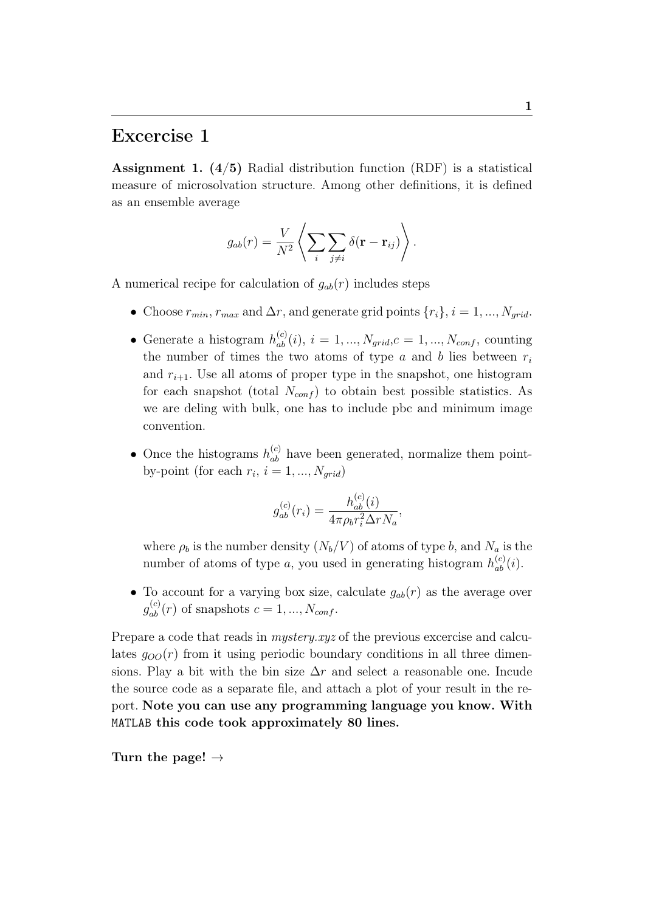# Excercise 1

**Assignment 1. (4/5)** Radial distribution function (RDF) is a statistical measure of microsolvation structure. Among other definitions, it is defined as an ensemble average

$$g_{ab}(r) = \frac{V}{N^2} \left\langle \sum_i \sum_{j \neq i} \delta(\mathbf{r} - \mathbf{r}_{ij}) \right\rangle .$$

A numerical recipe for calculation of $g_{ab}(r)$ includes steps

- Choose $r_{min}$, $r_{max}$ and $\Delta r$, and generate grid points $\{r_i\}$, $i = 1, ..., N_{grid}$.
- Generate a histogram $h_{ab}^{(c)}(i)$, $i = 1, ..., N_{grid}$,$c = 1, ..., N_{conf}$, counting the number of times the two atoms of type $a$ and $b$ lies between $r_i$ and $r_{i+1}$. Use all atoms of proper type in the snapshot, one histogram for each snapshot (total $N_{conf}$) to obtain best possible statistics. As we are deling with bulk, one has to include pbc and minimum image convention.
- Once the histograms $h_{ab}^{(c)}$ have been generated, normalize them point-by-point (for each $r_i$, $i = 1, ..., N_{grid}$)

  $$g_{ab}^{(c)}(r_i) = \frac{h_{ab}^{(c)}(i)}{4\pi \rho_b r_i^2 \Delta r N_a},$$

  where $\rho_b$ is the number density ($N_b/V$) of atoms of type $b$, and $N_a$ is the number of atoms of type $a$, you used in generating histogram $h_{ab}^{(c)}(i)$.
- To account for a varying box size, calculate $g_{ab}(r)$ as the average over $g_{ab}^{(c)}(r)$ of snapshots $c = 1, ..., N_{conf}$.

Prepare a code that reads in *mystery.xyz* of the previous excercise and calculates $g_{OO}(r)$ from it using periodic boundary conditions in all three dimensions. Play a bit with the bin size $\Delta r$ and select a reasonable one. Incude the source code as a separate file, and attach a plot of your result in the report. **Note you can use any programming language you know. With `MATLAB` this code took approximately 80 lines.**

**Turn the page! →**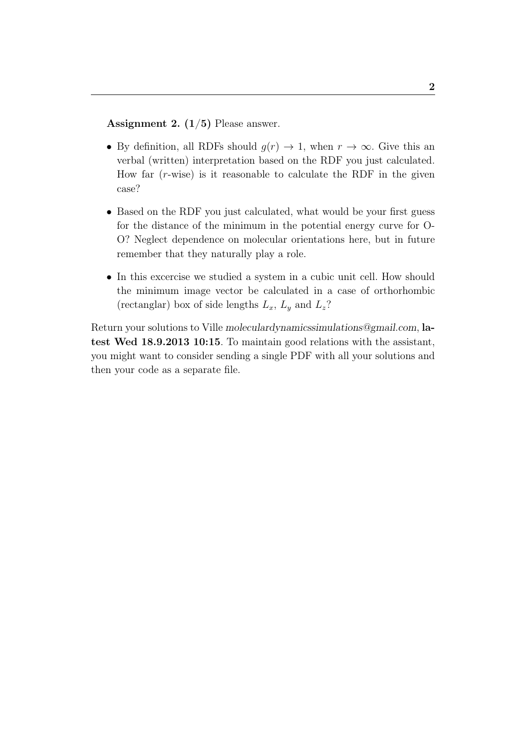**Assignment 2. (1/5)** Please answer.

- By definition, all RDFs should $g(r) \to 1$, when $r \to \infty$. Give this an verbal (written) interpretation based on the RDF you just calculated. How far ($r$-wise) is it reasonable to calculate the RDF in the given case?
- Based on the RDF you just calculated, what would be your first guess for the distance of the minimum in the potential energy curve for O-O? Neglect dependence on molecular orientations here, but in future remember that they naturally play a role.
- In this excercise we studied a system in a cubic unit cell. How should the minimum image vector be calculated in a case of orthorhombic (rectanglar) box of side lengths $L_x$, $L_y$ and $L_z$?

Return your solutions to Ville *moleculardynamicssimulations@gmail.com*, **latest Wed 18.9.2013 10:15**. To maintain good relations with the assistant, you might want to consider sending a single PDF with all your solutions and then your code as a separate file.